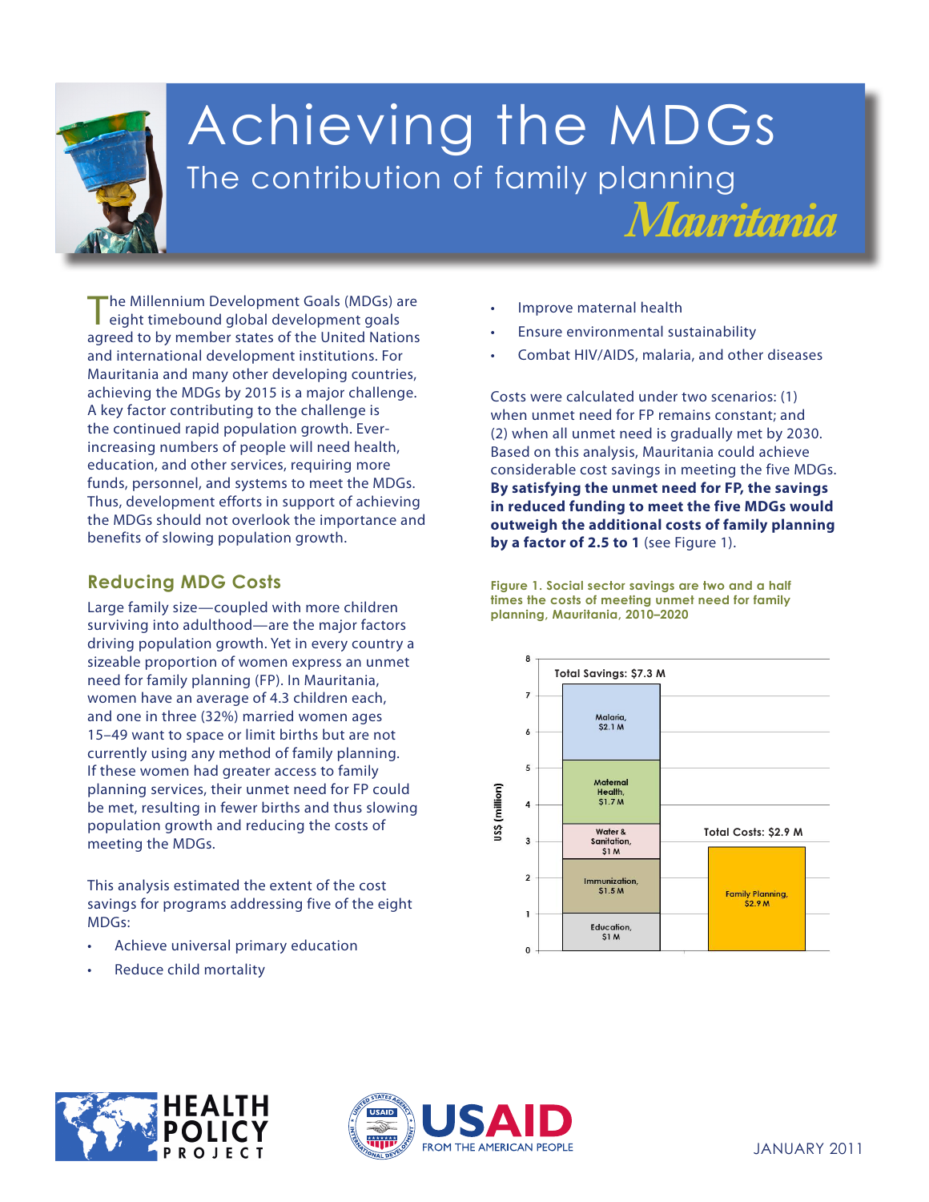# Achieving the MDGs

## The contribution of family planning

## *Mauritania*

The Millennium Development Goals (MDGs) are eight timebound global development goals agreed to by member states of the United Nations and international development institutions. For Mauritania and many other developing countries, achieving the MDGs by 2015 is a major challenge. A key factor contributing to the challenge is the continued rapid population growth. Ever-increasing numbers of people will need health, education, and other services, requiring more funds, personnel, and systems to meet the MDGs. Thus, development efforts in support of achieving the MDGs should not overlook the importance and benefits of slowing population growth.

### Reducing MDG Costs

Large family size—coupled with more children surviving into adulthood—are the major factors driving population growth. Yet in every country a sizeable proportion of women express an unmet need for family planning (FP). In Mauritania, women have an average of 4.3 children each, and one in three (32%) married women ages 15–49 want to space or limit births but are not currently using any method of family planning. If these women had greater access to family planning services, their unmet need for FP could be met, resulting in fewer births and thus slowing population growth and reducing the costs of meeting the MDGs.

This analysis estimated the extent of the cost savings for programs addressing five of the eight MDGs:

- Achieve universal primary education
- Reduce child mortality
- Improve maternal health
- Ensure environmental sustainability
- Combat HIV/AIDS, malaria, and other diseases

Costs were calculated under two scenarios: (1) when unmet need for FP remains constant; and (2) when all unmet need is gradually met by 2030. Based on this analysis, Mauritania could achieve considerable cost savings in meeting the five MDGs. **By satisfying the unmet need for FP, the savings in reduced funding to meet the five MDGs would outweigh the additional costs of family planning by a factor of 2.5 to 1** (see Figure 1).

**Figure 1. Social sector savings are two and a half times the costs of meeting unmet need for family planning, Mauritania, 2010–2020**

| | Total Savings: $7.3 M | Total Costs: $2.9 M |
|---|---|---|
| Malaria | $2.1 M | |
| Maternal Health | $1.7 M | |
| Water & Sanitation | $1 M | |
| Immunization | $1.5 M | |
| Education | $1 M | |
| Family Planning | | $2.9 M |

US$ (million)

JANUARY 2011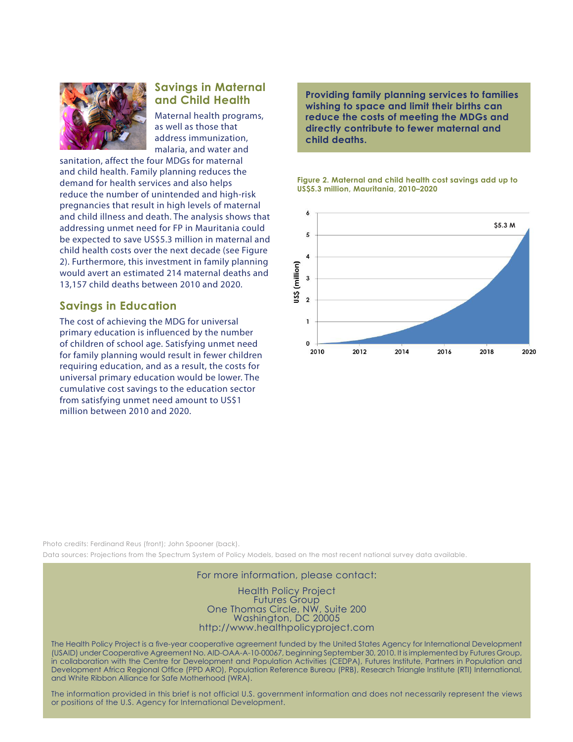## Savings in Maternal and Child Health

Maternal health programs, as well as those that address immunization, malaria, and water and sanitation, affect the four MDGs for maternal and child health. Family planning reduces the demand for health services and also helps reduce the number of unintended and high-risk pregnancies that result in high levels of maternal and child illness and death. The analysis shows that addressing unmet need for FP in Mauritania could be expected to save US$5.3 million in maternal and child health costs over the next decade (see Figure 2). Furthermore, this investment in family planning would avert an estimated 214 maternal deaths and 13,157 child deaths between 2010 and 2020.

## Savings in Education

The cost of achieving the MDG for universal primary education is influenced by the number of children of school age. Satisfying unmet need for family planning would result in fewer children requiring education, and as a result, the costs for universal primary education would be lower. The cumulative cost savings to the education sector from satisfying unmet need amount to US$1 million between 2010 and 2020.

**Providing family planning services to families wishing to space and limit their births can reduce the costs of meeting the MDGs and directly contribute to fewer maternal and child deaths.**

**Figure 2. Maternal and child health cost savings add up to US$5.3 million, Mauritania, 2010–2020**

US$ (million)
0
1
2
3
4
5
6
2010
2012
2014
2016
2018
2020
$5.3 M

Photo credits: Ferdinand Reus (front); John Spooner (back).

Data sources: Projections from the Spectrum System of Policy Models, based on the most recent national survey data available.

For more information, please contact:

Health Policy Project
Futures Group
One Thomas Circle, NW, Suite 200
Washington, DC 20005
http://www.healthpolicyproject.com

The Health Policy Project is a five-year cooperative agreement funded by the United States Agency for International Development (USAID) under Cooperative Agreement No. AID-OAA-A-10-00067, beginning September 30, 2010. It is implemented by Futures Group, in collaboration with the Centre for Development and Population Activities (CEDPA), Futures Institute, Partners in Population and Development Africa Regional Office (PPD ARO), Population Reference Bureau (PRB), Research Triangle Institute (RTI) International, and White Ribbon Alliance for Safe Motherhood (WRA).

The information provided in this brief is not official U.S. government information and does not necessarily represent the views or positions of the U.S. Agency for International Development.